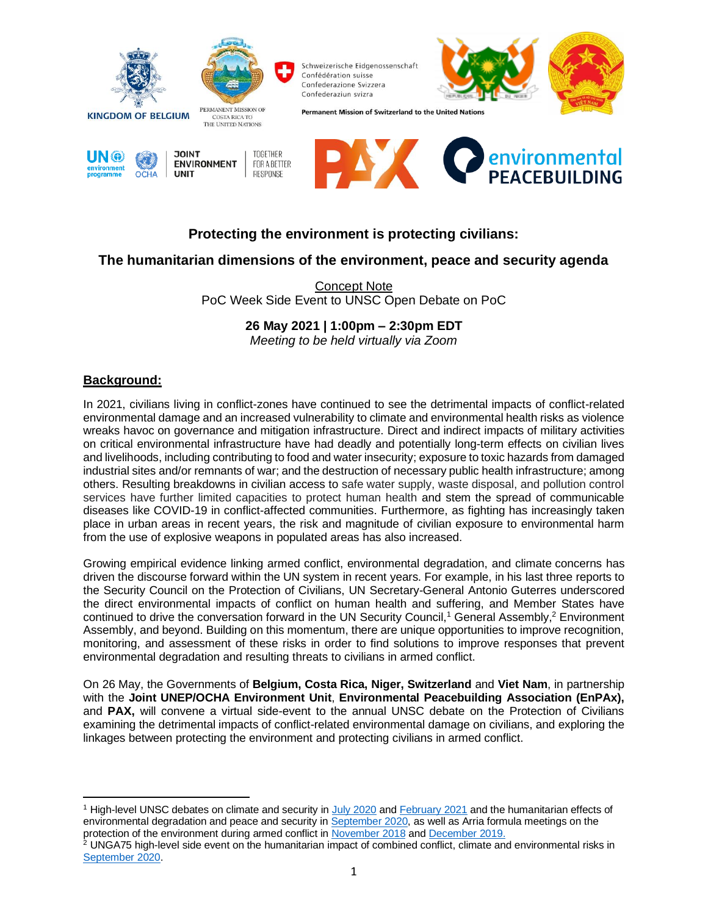# Protecting the environment is protecting civilians:

## The humanitarian dimensions of the environment, peace and security agenda

Concept Note
PoC Week Side Event to UNSC Open Debate on PoC

**26 May 2021 | 1:00pm – 2:30pm EDT**
*Meeting to be held virtually via Zoom*

## Background:

In 2021, civilians living in conflict-zones have continued to see the detrimental impacts of conflict-related environmental damage and an increased vulnerability to climate and environmental health risks as violence wreaks havoc on governance and mitigation infrastructure. Direct and indirect impacts of military activities on critical environmental infrastructure have had deadly and potentially long-term effects on civilian lives and livelihoods, including contributing to food and water insecurity; exposure to toxic hazards from damaged industrial sites and/or remnants of war; and the destruction of necessary public health infrastructure; among others. Resulting breakdowns in civilian access to safe water supply, waste disposal, and pollution control services have further limited capacities to protect human health and stem the spread of communicable diseases like COVID-19 in conflict-affected communities. Furthermore, as fighting has increasingly taken place in urban areas in recent years, the risk and magnitude of civilian exposure to environmental harm from the use of explosive weapons in populated areas has also increased.

Growing empirical evidence linking armed conflict, environmental degradation, and climate concerns has driven the discourse forward within the UN system in recent years. For example, in his last three reports to the Security Council on the Protection of Civilians, UN Secretary-General Antonio Guterres underscored the direct environmental impacts of conflict on human health and suffering, and Member States have continued to drive the conversation forward in the UN Security Council,[1] General Assembly,[2] Environment Assembly, and beyond. Building on this momentum, there are unique opportunities to improve recognition, monitoring, and assessment of these risks in order to find solutions to improve responses that prevent environmental degradation and resulting threats to civilians in armed conflict.

On 26 May, the Governments of **Belgium, Costa Rica, Niger, Switzerland** and **Viet Nam**, in partnership with the **Joint UNEP/OCHA Environment Unit**, **Environmental Peacebuilding Association (EnPAx),** and **PAX,** will convene a virtual side-event to the annual UNSC debate on the Protection of Civilians examining the detrimental impacts of conflict-related environmental damage on civilians, and exploring the linkages between protecting the environment and protecting civilians in armed conflict.

---

[1] High-level UNSC debates on climate and security in July 2020 and February 2021 and the humanitarian effects of environmental degradation and peace and security in September 2020, as well as Arria formula meetings on the protection of the environment during armed conflict in November 2018 and December 2019.

[2] UNGA75 high-level side event on the humanitarian impact of combined conflict, climate and environmental risks in September 2020.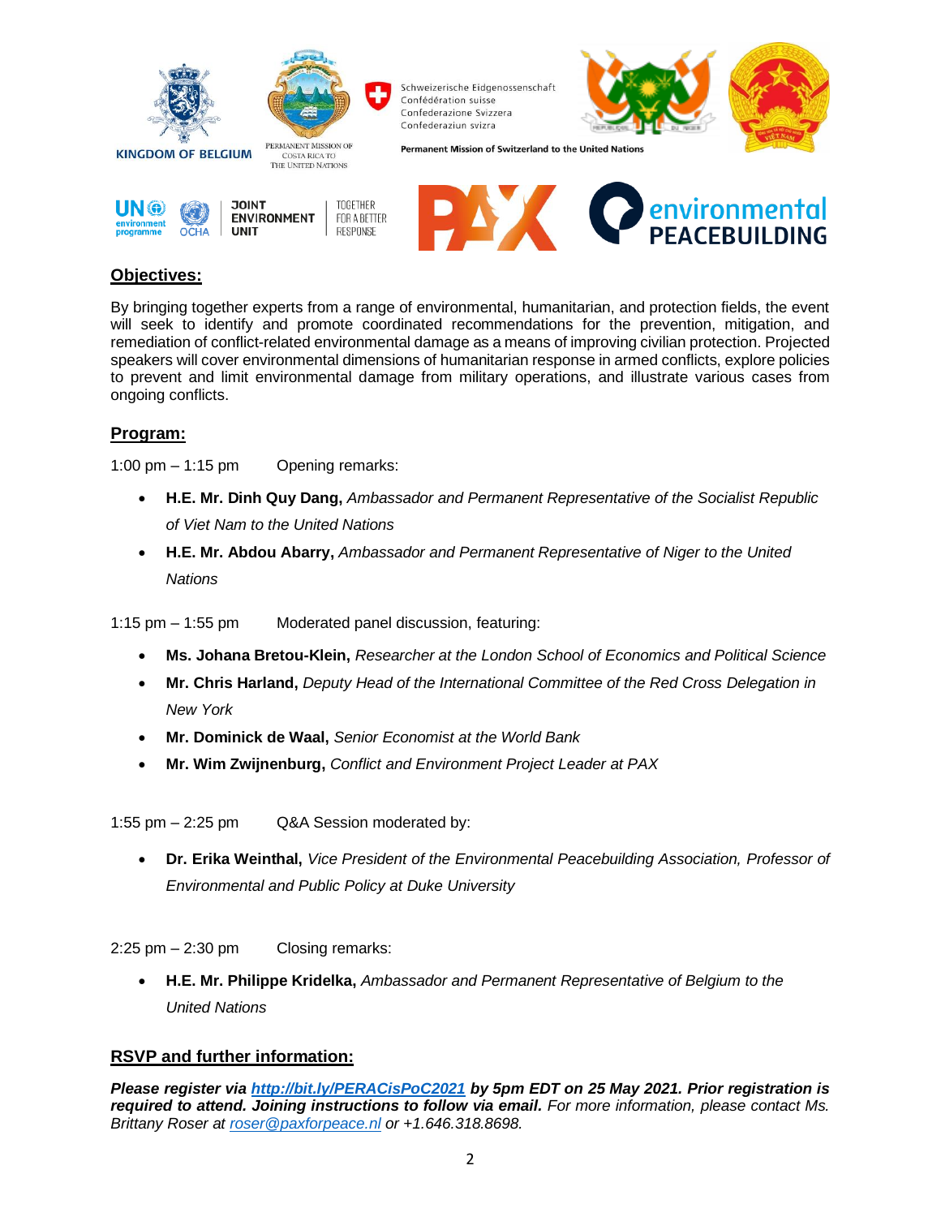KINGDOM OF BELGIUM

PERMANENT MISSION OF COSTA RICA TO THE UNITED NATIONS

Schweizerische Eidgenossenschaft
Confédération suisse
Confederazione Svizzera
Confederaziun svizra

Permanent Mission of Switzerland to the United Nations

UN environment programme | OCHA | JOINT ENVIRONMENT UNIT | TOGETHER FOR A BETTER RESPONSE

PAX

environmental PEACEBUILDING

## Objectives:

By bringing together experts from a range of environmental, humanitarian, and protection fields, the event will seek to identify and promote coordinated recommendations for the prevention, mitigation, and remediation of conflict-related environmental damage as a means of improving civilian protection. Projected speakers will cover environmental dimensions of humanitarian response in armed conflicts, explore policies to prevent and limit environmental damage from military operations, and illustrate various cases from ongoing conflicts.

## Program:

1:00 pm – 1:15 pm Opening remarks:

- **H.E. Mr. Dinh Quy Dang,** *Ambassador and Permanent Representative of the Socialist Republic of Viet Nam to the United Nations*
- **H.E. Mr. Abdou Abarry,** *Ambassador and Permanent Representative of Niger to the United Nations*

1:15 pm – 1:55 pm Moderated panel discussion, featuring:

- **Ms. Johana Bretou-Klein,** *Researcher at the London School of Economics and Political Science*
- **Mr. Chris Harland,** *Deputy Head of the International Committee of the Red Cross Delegation in New York*
- **Mr. Dominick de Waal,** *Senior Economist at the World Bank*
- **Mr. Wim Zwijnenburg,** *Conflict and Environment Project Leader at PAX*

1:55 pm – 2:25 pm Q&A Session moderated by:

- **Dr. Erika Weinthal,** *Vice President of the Environmental Peacebuilding Association, Professor of Environmental and Public Policy at Duke University*

2:25 pm – 2:30 pm Closing remarks:

- **H.E. Mr. Philippe Kridelka,** *Ambassador and Permanent Representative of Belgium to the United Nations*

## RSVP and further information:

***Please register via [http://bit.ly/PERACisPoC2021](http://bit.ly/PERACisPoC2021) by 5pm EDT on 25 May 2021. Prior registration is required to attend. Joining instructions to follow via email.*** *For more information, please contact Ms. Brittany Roser at [roser@paxforpeace.nl](mailto:roser@paxforpeace.nl) or +1.646.318.8698.*